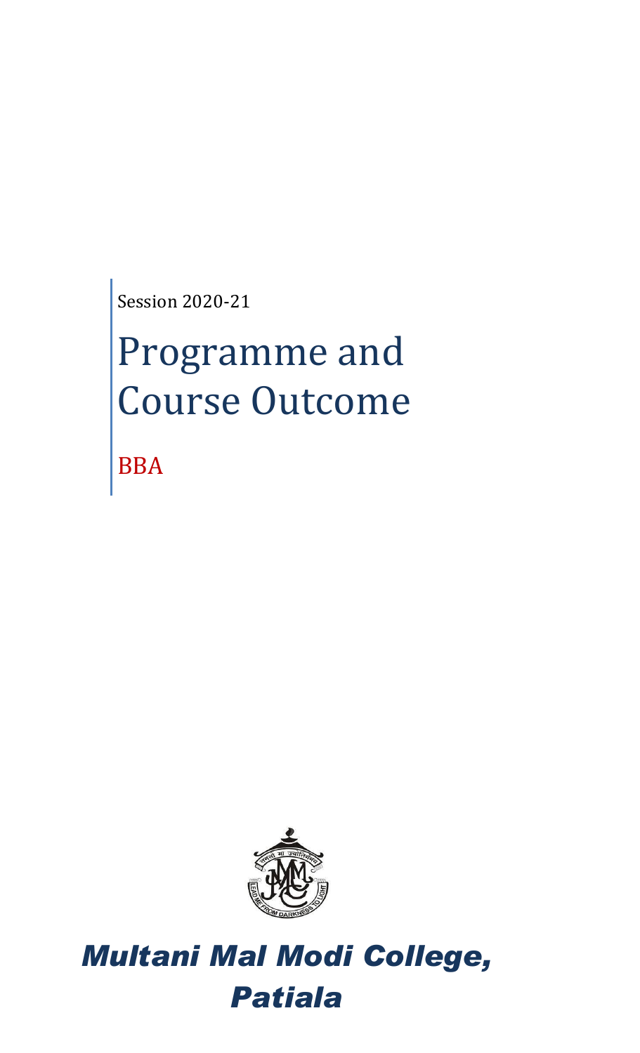Session 2020-21

# Programme and Course Outcome

BBA

## *Multani Mal Modi College, Patiala*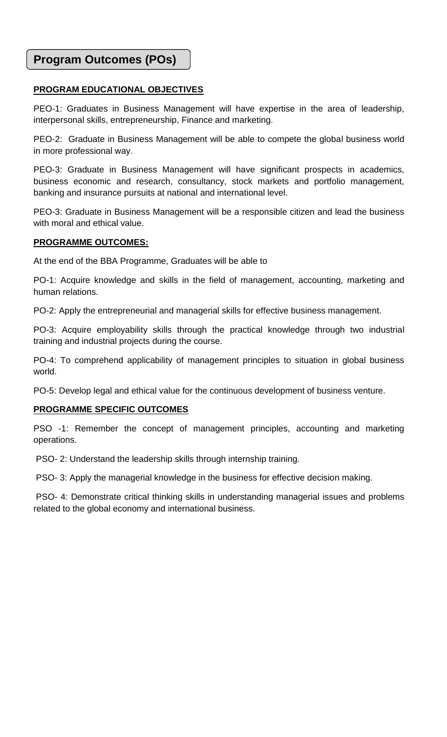## Program Outcomes (POs)

### PROGRAM EDUCATIONAL OBJECTIVES

PEO-1: Graduates in Business Management will have expertise in the area of leadership, interpersonal skills, entrepreneurship, Finance and marketing.

PEO-2: Graduate in Business Management will be able to compete the global business world in more professional way.

PEO-3: Graduate in Business Management will have significant prospects in academics, business economic and research, consultancy, stock markets and portfolio management, banking and insurance pursuits at national and international level.

PEO-3: Graduate in Business Management will be a responsible citizen and lead the business with moral and ethical value.

### PROGRAMME OUTCOMES:

At the end of the BBA Programme, Graduates will be able to

PO-1: Acquire knowledge and skills in the field of management, accounting, marketing and human relations.

PO-2: Apply the entrepreneurial and managerial skills for effective business management.

PO-3: Acquire employability skills through the practical knowledge through two industrial training and industrial projects during the course.

PO-4: To comprehend applicability of management principles to situation in global business world.

PO-5: Develop legal and ethical value for the continuous development of business venture.

### PROGRAMME SPECIFIC OUTCOMES

PSO -1: Remember the concept of management principles, accounting and marketing operations.

PSO- 2: Understand the leadership skills through internship training.

PSO- 3: Apply the managerial knowledge in the business for effective decision making.

PSO- 4: Demonstrate critical thinking skills in understanding managerial issues and problems related to the global economy and international business.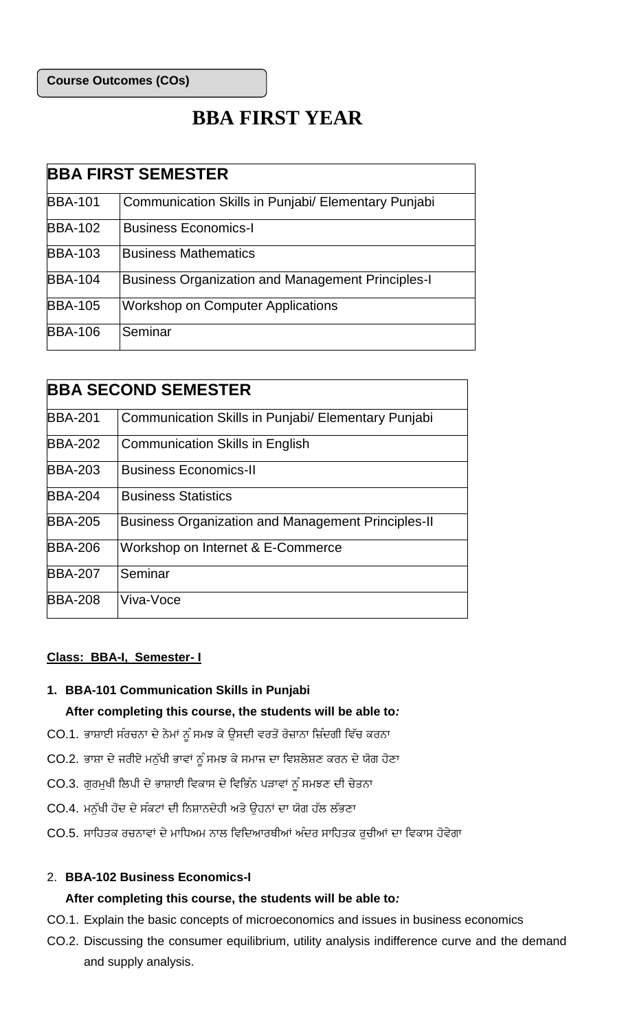**Course Outcomes (COs)**

# BBA FIRST YEAR

| BBA FIRST SEMESTER | |
|---|---|
| BBA-101 | Communication Skills in Punjabi/ Elementary Punjabi |
| BBA-102 | Business Economics-I |
| BBA-103 | Business Mathematics |
| BBA-104 | Business Organization and Management Principles-I |
| BBA-105 | Workshop on Computer Applications |
| BBA-106 | Seminar |

| BBA SECOND SEMESTER | |
|---|---|
| BBA-201 | Communication Skills in Punjabi/ Elementary Punjabi |
| BBA-202 | Communication Skills in English |
| BBA-203 | Business Economics-II |
| BBA-204 | Business Statistics |
| BBA-205 | Business Organization and Management Principles-II |
| BBA-206 | Workshop on Internet & E-Commerce |
| BBA-207 | Seminar |
| BBA-208 | Viva-Voce |

**Class: BBA-I, Semester- I**

1. **BBA-101 Communication Skills in Punjabi**

   **After completing this course, the students will be able to:**

CO.1. ਭਾਸ਼ਾਈ ਸੰਰਚਨਾ ਦੇ ਨੇਮਾਂ ਨੂੰ ਸਮਝ ਕੇ ਉਸਦੀ ਵਰਤੋਂ ਰੋਜ਼ਾਨਾ ਜ਼ਿੰਦਗੀ ਵਿੱਚ ਕਰਨਾ

CO.2. ਭਾਸ਼ਾ ਦੇ ਜ਼ਰੀਏ ਮਨੁੱਖੀ ਭਾਵਾਂ ਨੂੰ ਸਮਝ ਕੇ ਸਮਾਜ ਦਾ ਵਿਸ਼ਲੇਸ਼ਣ ਕਰਨ ਦੇ ਯੋਗ ਹੋਣਾ

CO.3. ਗੁਰਮੁਖੀ ਲਿਪੀ ਦੇ ਭਾਸ਼ਾਈ ਵਿਕਾਸ ਦੇ ਵਿਭਿੰਨ ਪੜਾਵਾਂ ਨੂੰ ਸਮਝਣ ਦੀ ਚੇਤਨਾ

CO.4. ਮਨੁੱਖੀ ਹੋਂਦ ਦੇ ਸੰਕਟਾਂ ਦੀ ਨਿਸ਼ਾਨਦੇਹੀ ਅਤੇ ਉਹਨਾਂ ਦਾ ਯੋਗ ਹੱਲ ਲੱਭਣਾ

CO.5. ਸਾਹਿਤਕ ਰਚਨਾਵਾਂ ਦੇ ਮਾਧਿਅਮ ਨਾਲ ਵਿਦਿਆਰਥੀਆਂ ਅੰਦਰ ਸਾਹਿਤਕ ਰੁਚੀਆਂ ਦਾ ਵਿਕਾਸ ਹੋਵੇਗਾ

2. **BBA-102 Business Economics-I**

   **After completing this course, the students will be able to:**

CO.1. Explain the basic concepts of microeconomics and issues in business economics

CO.2. Discussing the consumer equilibrium, utility analysis indifference curve and the demand and supply analysis.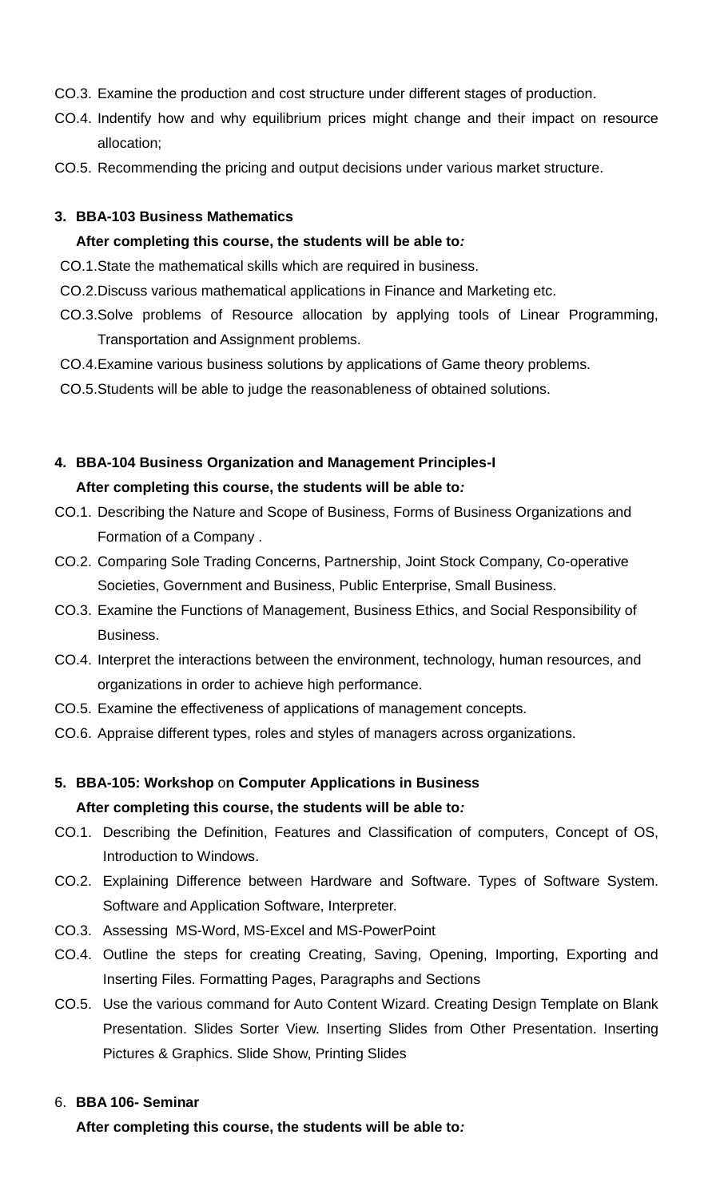CO.3. Examine the production and cost structure under different stages of production.

CO.4. Indentify how and why equilibrium prices might change and their impact on resource allocation;

CO.5. Recommending the pricing and output decisions under various market structure.

**3. BBA-103 Business Mathematics**

**After completing this course, the students will be able to*:***

CO.1.State the mathematical skills which are required in business.

CO.2.Discuss various mathematical applications in Finance and Marketing etc.

CO.3.Solve problems of Resource allocation by applying tools of Linear Programming, Transportation and Assignment problems.

CO.4.Examine various business solutions by applications of Game theory problems.

CO.5.Students will be able to judge the reasonableness of obtained solutions.

**4. BBA-104 Business Organization and Management Principles-I**

**After completing this course, the students will be able to*:***

CO.1. Describing the Nature and Scope of Business, Forms of Business Organizations and Formation of a Company .

CO.2. Comparing Sole Trading Concerns, Partnership, Joint Stock Company, Co-operative Societies, Government and Business, Public Enterprise, Small Business.

CO.3. Examine the Functions of Management, Business Ethics, and Social Responsibility of Business.

CO.4. Interpret the interactions between the environment, technology, human resources, and organizations in order to achieve high performance.

CO.5. Examine the effectiveness of applications of management concepts.

CO.6. Appraise different types, roles and styles of managers across organizations.

**5. BBA-105: Workshop** o**n Computer Applications in Business**

**After completing this course, the students will be able to*:***

CO.1. Describing the Definition, Features and Classification of computers, Concept of OS, Introduction to Windows.

CO.2. Explaining Difference between Hardware and Software. Types of Software System. Software and Application Software, Interpreter.

CO.3. Assessing MS-Word, MS-Excel and MS-PowerPoint

CO.4. Outline the steps for creating Creating, Saving, Opening, Importing, Exporting and Inserting Files. Formatting Pages, Paragraphs and Sections

CO.5. Use the various command for Auto Content Wizard. Creating Design Template on Blank Presentation. Slides Sorter View. Inserting Slides from Other Presentation. Inserting Pictures & Graphics. Slide Show, Printing Slides

6. **BBA 106- Seminar**

**After completing this course, the students will be able to*:***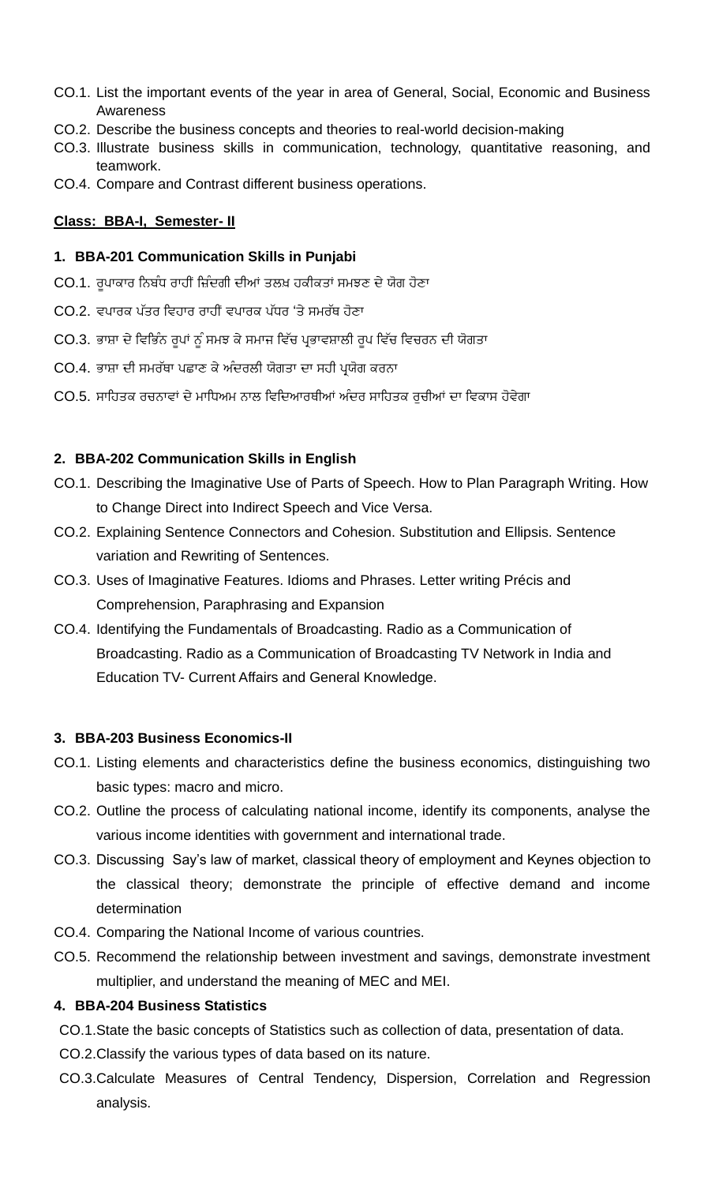CO.1. List the important events of the year in area of General, Social, Economic and Business Awareness

CO.2. Describe the business concepts and theories to real-world decision-making

CO.3. Illustrate business skills in communication, technology, quantitative reasoning, and teamwork.

CO.4. Compare and Contrast different business operations.

**Class: BBA-I, Semester- II**

**1. BBA-201 Communication Skills in Punjabi**

CO.1. ਰੂਪਾਕਾਰ ਨਿਬੰਧ ਰਾਹੀਂ ਜ਼ਿੰਦਗੀ ਦੀਆਂ ਤਲਖ਼ ਹਕੀਕਤਾਂ ਸਮਝਣ ਦੇ ਯੋਗ ਹੋਣਾ

CO.2. ਵਪਾਰਕ ਪੱਤਰ ਵਿਹਾਰ ਰਾਹੀਂ ਵਪਾਰਕ ਪੱਧਰ 'ਤੇ ਸਮਰੱਥ ਹੋਣਾ

CO.3. ਭਾਸ਼ਾ ਦੇ ਵਿਭਿੰਨ ਰੂਪਾਂ ਨੂੰ ਸਮਝ ਕੇ ਸਮਾਜ ਵਿੱਚ ਪ੍ਰਭਾਵਸ਼ਾਲੀ ਰੂਪ ਵਿੱਚ ਵਿਚਰਨ ਦੀ ਯੋਗਤਾ

CO.4. ਭਾਸ਼ਾ ਦੀ ਸਮਰੱਥਾ ਪਛਾਣ ਕੇ ਅੰਦਰਲੀ ਯੋਗਤਾ ਦਾ ਸਹੀ ਪ੍ਰਯੋਗ ਕਰਨਾ

CO.5. ਸਾਹਿਤਕ ਰਚਨਾਵਾਂ ਦੇ ਮਾਧਿਅਮ ਨਾਲ ਵਿਦਿਆਰਥੀਆਂ ਅੰਦਰ ਸਾਹਿਤਕ ਰੁਚੀਆਂ ਦਾ ਵਿਕਾਸ ਹੋਵੇਗਾ

**2. BBA-202 Communication Skills in English**

CO.1. Describing the Imaginative Use of Parts of Speech. How to Plan Paragraph Writing. How to Change Direct into Indirect Speech and Vice Versa.

CO.2. Explaining Sentence Connectors and Cohesion. Substitution and Ellipsis. Sentence variation and Rewriting of Sentences.

CO.3. Uses of Imaginative Features. Idioms and Phrases. Letter writing Précis and Comprehension, Paraphrasing and Expansion

CO.4. Identifying the Fundamentals of Broadcasting. Radio as a Communication of Broadcasting. Radio as a Communication of Broadcasting TV Network in India and Education TV- Current Affairs and General Knowledge.

**3. BBA-203 Business Economics-II**

CO.1. Listing elements and characteristics define the business economics, distinguishing two basic types: macro and micro.

CO.2. Outline the process of calculating national income, identify its components, analyse the various income identities with government and international trade.

CO.3. Discussing Say's law of market, classical theory of employment and Keynes objection to the classical theory; demonstrate the principle of effective demand and income determination

CO.4. Comparing the National Income of various countries.

CO.5. Recommend the relationship between investment and savings, demonstrate investment multiplier, and understand the meaning of MEC and MEI.

**4. BBA-204 Business Statistics**

CO.1. State the basic concepts of Statistics such as collection of data, presentation of data.

CO.2. Classify the various types of data based on its nature.

CO.3. Calculate Measures of Central Tendency, Dispersion, Correlation and Regression analysis.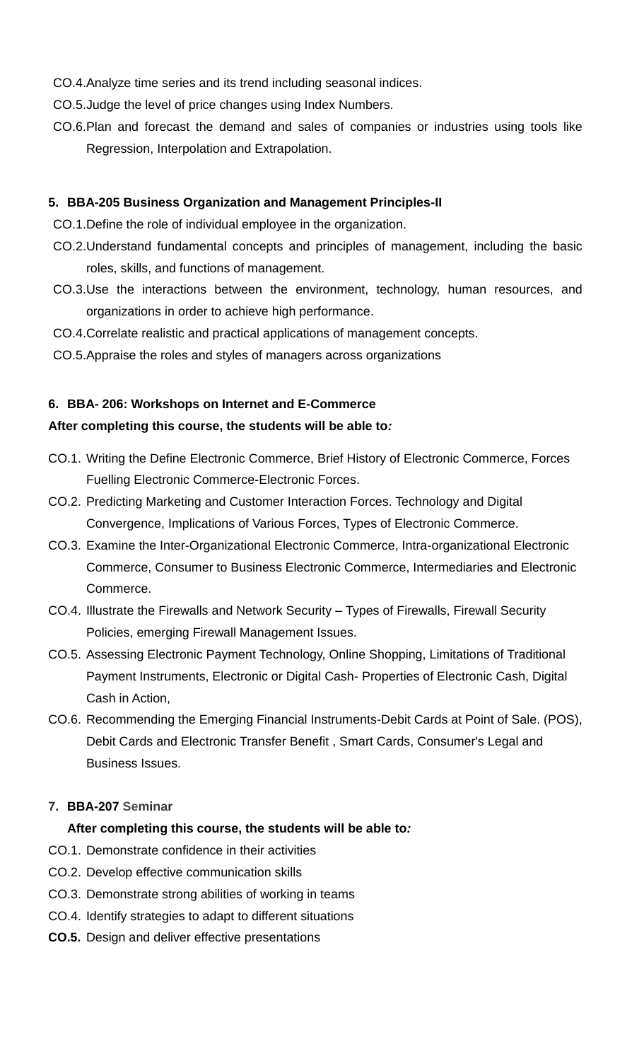CO.4.Analyze time series and its trend including seasonal indices.

CO.5.Judge the level of price changes using Index Numbers.

CO.6.Plan and forecast the demand and sales of companies or industries using tools like Regression, Interpolation and Extrapolation.

**5. BBA-205 Business Organization and Management Principles-II**

CO.1.Define the role of individual employee in the organization.

CO.2.Understand fundamental concepts and principles of management, including the basic roles, skills, and functions of management.

CO.3.Use the interactions between the environment, technology, human resources, and organizations in order to achieve high performance.

CO.4.Correlate realistic and practical applications of management concepts.

CO.5.Appraise the roles and styles of managers across organizations

**6. BBA- 206: Workshops on Internet and E-Commerce**

**After completing this course, the students will be able to*:***

CO.1. Writing the Define Electronic Commerce, Brief History of Electronic Commerce, Forces Fuelling Electronic Commerce-Electronic Forces.

CO.2. Predicting Marketing and Customer Interaction Forces. Technology and Digital Convergence, Implications of Various Forces, Types of Electronic Commerce.

CO.3. Examine the Inter-Organizational Electronic Commerce, Intra-organizational Electronic Commerce, Consumer to Business Electronic Commerce, Intermediaries and Electronic Commerce.

CO.4. Illustrate the Firewalls and Network Security – Types of Firewalls, Firewall Security Policies, emerging Firewall Management Issues.

CO.5. Assessing Electronic Payment Technology, Online Shopping, Limitations of Traditional Payment Instruments, Electronic or Digital Cash- Properties of Electronic Cash, Digital Cash in Action,

CO.6. Recommending the Emerging Financial Instruments-Debit Cards at Point of Sale. (POS), Debit Cards and Electronic Transfer Benefit , Smart Cards, Consumer's Legal and Business Issues.

**7. BBA-207 Seminar**

**After completing this course, the students will be able to*:***

CO.1. Demonstrate confidence in their activities

CO.2. Develop effective communication skills

CO.3. Demonstrate strong abilities of working in teams

CO.4. Identify strategies to adapt to different situations

**CO.5.** Design and deliver effective presentations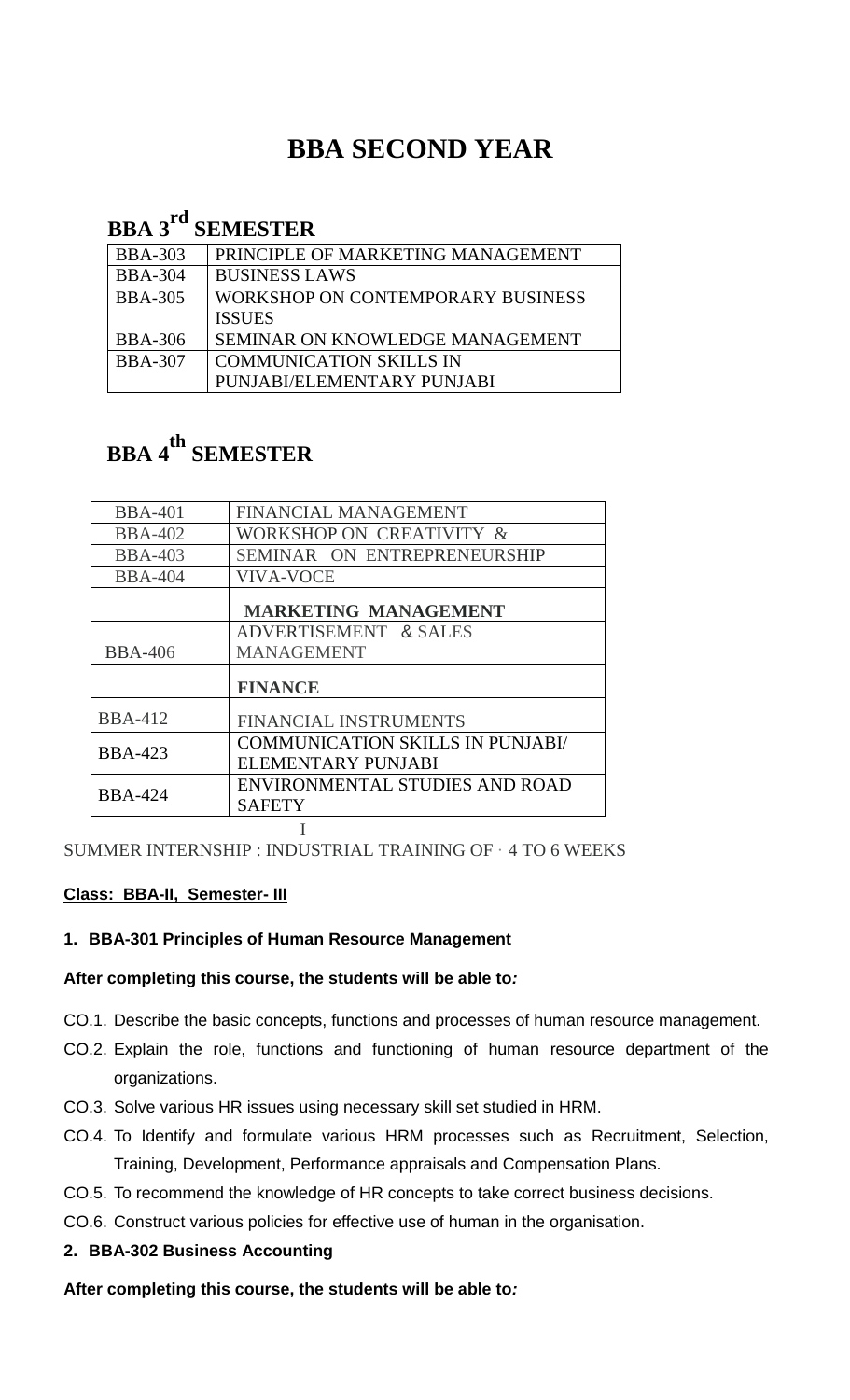# BBA SECOND YEAR

## BBA 3rd SEMESTER

| | |
|---|---|
| BBA-303 | PRINCIPLE OF MARKETING MANAGEMENT |
| BBA-304 | BUSINESS LAWS |
| BBA-305 | WORKSHOP ON CONTEMPORARY BUSINESS ISSUES |
| BBA-306 | SEMINAR ON KNOWLEDGE MANAGEMENT |
| BBA-307 | COMMUNICATION SKILLS IN PUNJABI/ELEMENTARY PUNJABI |

## BBA 4th SEMESTER

| | |
|---|---|
| BBA-401 | FINANCIAL MANAGEMENT |
| BBA-402 | WORKSHOP ON CREATIVITY & |
| BBA-403 | SEMINAR ON ENTREPRENEURSHIP |
| BBA-404 | VIVA-VOCE |
| | **MARKETING MANAGEMENT** |
| BBA-406 | ADVERTISEMENT & SALES MANAGEMENT |
| | **FINANCE** |
| BBA-412 | FINANCIAL INSTRUMENTS |
| BBA-423 | COMMUNICATION SKILLS IN PUNJABI/ ELEMENTARY PUNJABI |
| BBA-424 | ENVIRONMENTAL STUDIES AND ROAD SAFETY |

I

SUMMER INTERNSHIP : INDUSTRIAL TRAINING OF · 4 TO 6 WEEKS

**Class: BBA-II, Semester- III**

**1. BBA-301 Principles of Human Resource Management**

**After completing this course, the students will be able to:**

CO.1. Describe the basic concepts, functions and processes of human resource management.

CO.2. Explain the role, functions and functioning of human resource department of the organizations.

CO.3. Solve various HR issues using necessary skill set studied in HRM.

CO.4. To Identify and formulate various HRM processes such as Recruitment, Selection, Training, Development, Performance appraisals and Compensation Plans.

CO.5. To recommend the knowledge of HR concepts to take correct business decisions.

CO.6. Construct various policies for effective use of human in the organisation.

**2. BBA-302 Business Accounting**

**After completing this course, the students will be able to:**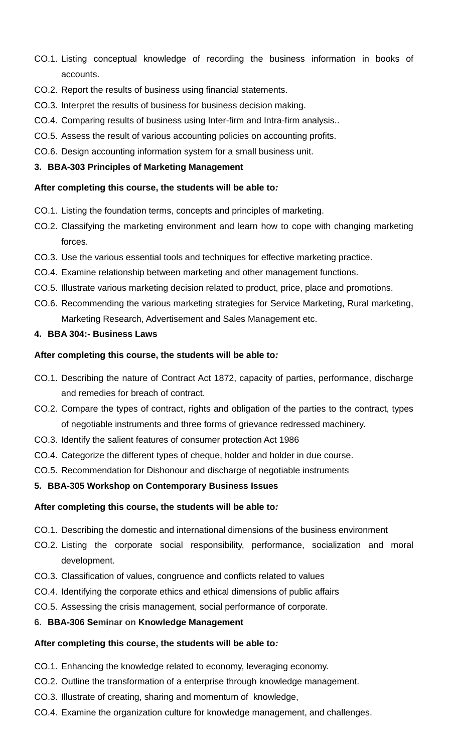CO.1. Listing conceptual knowledge of recording the business information in books of accounts.

CO.2. Report the results of business using financial statements.

CO.3. Interpret the results of business for business decision making.

CO.4. Comparing results of business using Inter-firm and Intra-firm analysis..

CO.5. Assess the result of various accounting policies on accounting profits.

CO.6. Design accounting information system for a small business unit.

**3. BBA-303 Principles of Marketing Management**

**After completing this course, the students will be able to*:***

CO.1. Listing the foundation terms, concepts and principles of marketing.

CO.2. Classifying the marketing environment and learn how to cope with changing marketing forces.

CO.3. Use the various essential tools and techniques for effective marketing practice.

CO.4. Examine relationship between marketing and other management functions.

CO.5. Illustrate various marketing decision related to product, price, place and promotions.

CO.6. Recommending the various marketing strategies for Service Marketing, Rural marketing, Marketing Research, Advertisement and Sales Management etc.

**4. BBA 304:- Business Laws**

**After completing this course, the students will be able to*:***

CO.1. Describing the nature of Contract Act 1872, capacity of parties, performance, discharge and remedies for breach of contract.

CO.2. Compare the types of contract, rights and obligation of the parties to the contract, types of negotiable instruments and three forms of grievance redressed machinery.

CO.3. Identify the salient features of consumer protection Act 1986

CO.4. Categorize the different types of cheque, holder and holder in due course.

CO.5. Recommendation for Dishonour and discharge of negotiable instruments

**5. BBA-305 Workshop on Contemporary Business Issues**

**After completing this course, the students will be able to*:***

CO.1. Describing the domestic and international dimensions of the business environment

CO.2. Listing the corporate social responsibility, performance, socialization and moral development.

CO.3. Classification of values, congruence and conflicts related to values

CO.4. Identifying the corporate ethics and ethical dimensions of public affairs

CO.5. Assessing the crisis management, social performance of corporate.

**6. BBA-306 Seminar on Knowledge Management**

**After completing this course, the students will be able to*:***

CO.1. Enhancing the knowledge related to economy, leveraging economy.

CO.2. Outline the transformation of a enterprise through knowledge management.

CO.3. Illustrate of creating, sharing and momentum of knowledge,

CO.4. Examine the organization culture for knowledge management, and challenges.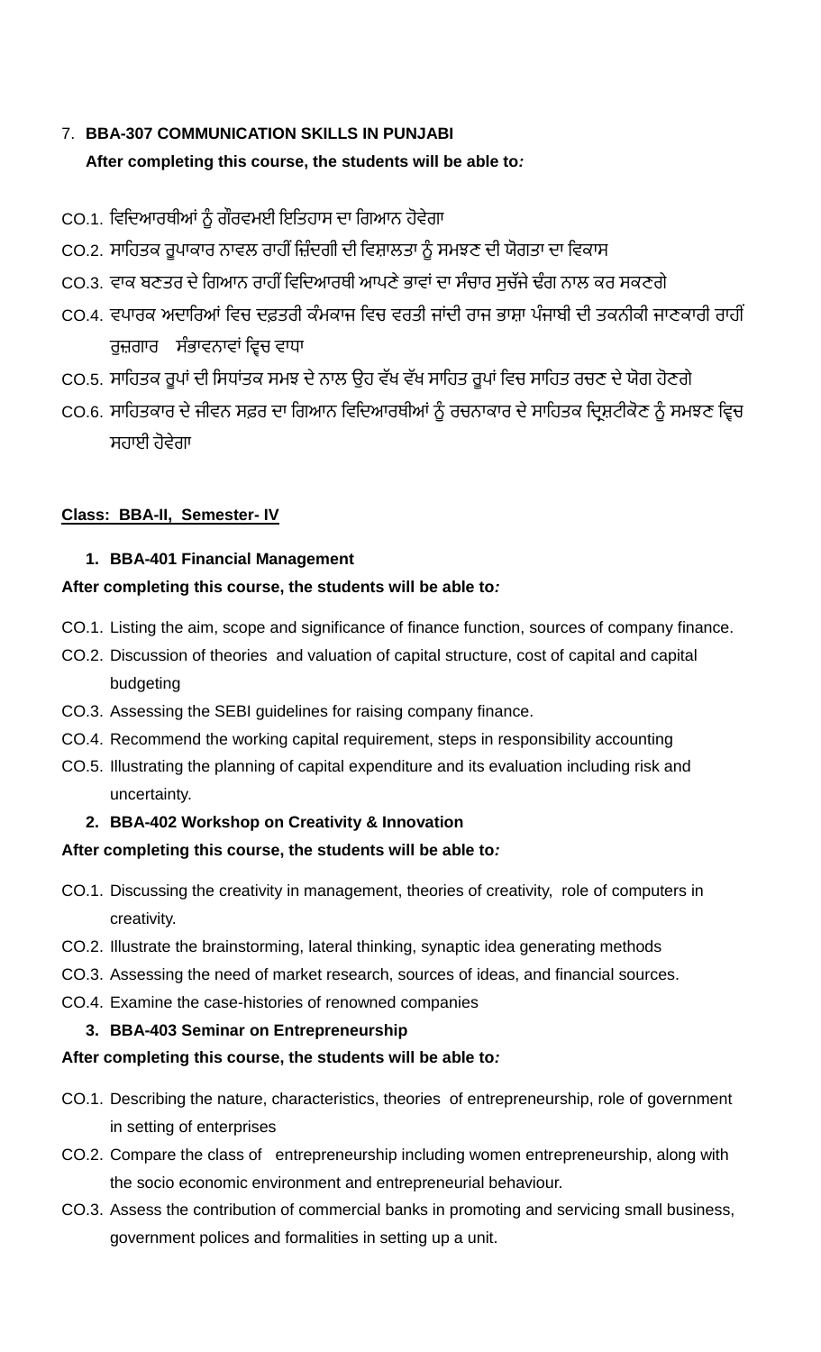7. **BBA-307 COMMUNICATION SKILLS IN PUNJABI**

   **After completing this course, the students will be able to:**

CO.1. ਵਿਦਿਆਰਥੀਆਂ ਨੂੰ ਗੌਰਵਮਈ ਇਤਿਹਾਸ ਦਾ ਗਿਆਨ ਹੋਵੇਗਾ

CO.2. ਸਾਹਿਤਕ ਰੂਪਾਕਾਰ ਨਾਵਲ ਰਾਹੀਂ ਜ਼ਿੰਦਗੀ ਦੀ ਵਿਸ਼ਾਲਤਾ ਨੂੰ ਸਮਝਣ ਦੀ ਯੋਗਤਾ ਦਾ ਵਿਕਾਸ

CO.3. ਵਾਕ ਬਣਤਰ ਦੇ ਗਿਆਨ ਰਾਹੀਂ ਵਿਦਿਆਰਥੀ ਆਪਣੇ ਭਾਵਾਂ ਦਾ ਸੰਚਾਰ ਸੁਚੱਜੇ ਢੰਗ ਨਾਲ ਕਰ ਸਕਣਗੇ

CO.4. ਵਪਾਰਕ ਅਦਾਰਿਆਂ ਵਿਚ ਦਫ਼ਤਰੀ ਕੰਮਕਾਜ ਵਿਚ ਵਰਤੀ ਜਾਂਦੀ ਰਾਜ ਭਾਸ਼ਾ ਪੰਜਾਬੀ ਦੀ ਤਕਨੀਕੀ ਜਾਣਕਾਰੀ ਰਾਹੀਂ ਰੁਜ਼ਗਾਰ ਸੰਭਾਵਨਾਵਾਂ ਵ੍ਿਚ ਵਾਧਾ

CO.5. ਸਾਹਿਤਕ ਰੂਪਾਂ ਦੀ ਸਿਧਾਂਤਕ ਸਮਝ ਦੇ ਨਾਲ ਉਹ ਵੱਖ ਵੱਖ ਸਾਹਿਤ ਰੂਪਾਂ ਵਿਚ ਸਾਹਿਤ ਰਚਣ ਦੇ ਯੋਗ ਹੋਣਗੇ

CO.6. ਸਾਹਿਤਕਾਰ ਦੇ ਜੀਵਨ ਸਫ਼ਰ ਦਾ ਗਿਆਨ ਵਿਦਿਆਰਥੀਆਂ ਨੂੰ ਰਚਨਾਕਾਰ ਦੇ ਸਾਹਿਤਕ ਦ੍ਰਿਸ਼ਟੀਕੋਣ ਨੂੰ ਸਮਝਣ ਵ੍ਿਚ ਸਹਾਈ ਹੋਵੇਗਾ

**Class: BBA-II, Semester- IV**

1. **BBA-401 Financial Management**

**After completing this course, the students will be able to:**

CO.1. Listing the aim, scope and significance of finance function, sources of company finance.

CO.2. Discussion of theories and valuation of capital structure, cost of capital and capital budgeting

CO.3. Assessing the SEBI guidelines for raising company finance.

CO.4. Recommend the working capital requirement, steps in responsibility accounting

CO.5. Illustrating the planning of capital expenditure and its evaluation including risk and uncertainty.

2. **BBA-402 Workshop on Creativity & Innovation**

**After completing this course, the students will be able to:**

CO.1. Discussing the creativity in management, theories of creativity, role of computers in creativity.

CO.2. Illustrate the brainstorming, lateral thinking, synaptic idea generating methods

CO.3. Assessing the need of market research, sources of ideas, and financial sources.

CO.4. Examine the case-histories of renowned companies

3. **BBA-403 Seminar on Entrepreneurship**

**After completing this course, the students will be able to:**

CO.1. Describing the nature, characteristics, theories of entrepreneurship, role of government in setting of enterprises

CO.2. Compare the class of entrepreneurship including women entrepreneurship, along with the socio economic environment and entrepreneurial behaviour.

CO.3. Assess the contribution of commercial banks in promoting and servicing small business, government polices and formalities in setting up a unit.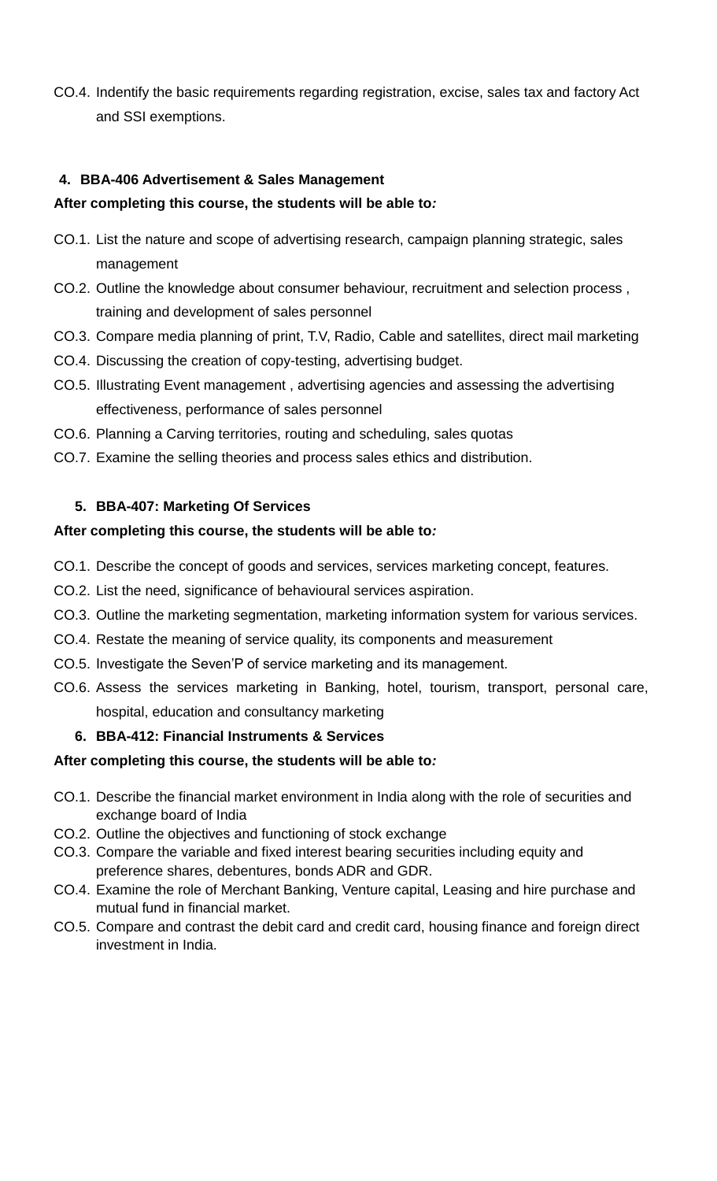CO.4. Indentify the basic requirements regarding registration, excise, sales tax and factory Act and SSI exemptions.

**4. BBA-406 Advertisement & Sales Management**

**After completing this course, the students will be able to*:***

CO.1. List the nature and scope of advertising research, campaign planning strategic, sales management

CO.2. Outline the knowledge about consumer behaviour, recruitment and selection process , training and development of sales personnel

CO.3. Compare media planning of print, T.V, Radio, Cable and satellites, direct mail marketing

CO.4. Discussing the creation of copy-testing, advertising budget.

CO.5. Illustrating Event management , advertising agencies and assessing the advertising effectiveness, performance of sales personnel

CO.6. Planning a Carving territories, routing and scheduling, sales quotas

CO.7. Examine the selling theories and process sales ethics and distribution.

**5. BBA-407: Marketing Of Services**

**After completing this course, the students will be able to*:***

CO.1. Describe the concept of goods and services, services marketing concept, features.

CO.2. List the need, significance of behavioural services aspiration.

CO.3. Outline the marketing segmentation, marketing information system for various services.

CO.4. Restate the meaning of service quality, its components and measurement

CO.5. Investigate the Seven'P of service marketing and its management.

CO.6. Assess the services marketing in Banking, hotel, tourism, transport, personal care, hospital, education and consultancy marketing

**6. BBA-412: Financial Instruments & Services**

**After completing this course, the students will be able to*:***

CO.1. Describe the financial market environment in India along with the role of securities and exchange board of India

CO.2. Outline the objectives and functioning of stock exchange

CO.3. Compare the variable and fixed interest bearing securities including equity and preference shares, debentures, bonds ADR and GDR.

CO.4. Examine the role of Merchant Banking, Venture capital, Leasing and hire purchase and mutual fund in financial market.

CO.5. Compare and contrast the debit card and credit card, housing finance and foreign direct investment in India.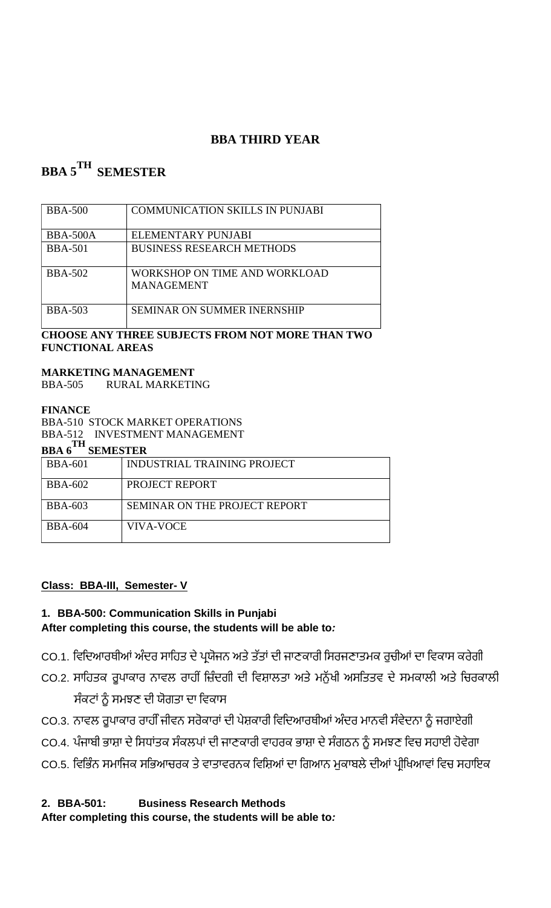**BBA THIRD YEAR**

# BBA 5TH SEMESTER

| BBA-500 | COMMUNICATION SKILLS IN PUNJABI |
|---|---|
| BBA-500A | ELEMENTARY PUNJABI |
| BBA-501 | BUSINESS RESEARCH METHODS |
| BBA-502 | WORKSHOP ON TIME AND WORKLOAD MANAGEMENT |
| BBA-503 | SEMINAR ON SUMMER INERNSHIP |

**CHOOSE ANY THREE SUBJECTS FROM NOT MORE THAN TWO FUNCTIONAL AREAS**

**MARKETING MANAGEMENT**
BBA-505 RURAL MARKETING

**FINANCE**
BBA-510 STOCK MARKET OPERATIONS
BBA-512 INVESTMENT MANAGEMENT

**BBA 6TH SEMESTER**

| BBA-601 | INDUSTRIAL TRAINING PROJECT |
|---|---|
| BBA-602 | PROJECT REPORT |
| BBA-603 | SEMINAR ON THE PROJECT REPORT |
| BBA-604 | VIVA-VOCE |

**Class: BBA-III, Semester- V**

**1. BBA-500: Communication Skills in Punjabi**
**After completing this course, the students will be able to:**

CO.1. ਵਿਦਿਆਰਥੀਆਂ ਅੰਦਰ ਸਾਹਿਤ ਦੇ ਪ੍ਰਯੋਜਨ ਅਤੇ ਤੱਤਾਂ ਦੀ ਜਾਣਕਾਰੀ ਸਿਰਜਣਾਤਮਕ ਰੁਚੀਆਂ ਦਾ ਵਿਕਾਸ ਕਰੇਗੀ

CO.2. ਸਾਹਿਤਕ ਰੂਪਾਕਾਰ ਨਾਵਲ ਰਾਹੀਂ ਜ਼ਿੰਦਗੀ ਦੀ ਵਿਸ਼ਾਲਤਾ ਅਤੇ ਮਨੁੱਖੀ ਅਸਤਿਤਵ ਦੇ ਸਮਕਾਲੀ ਅਤੇ ਚਿਰਕਾਲੀ ਸੰਕਟਾਂ ਨੂੰ ਸਮਝਣ ਦੀ ਯੋਗਤਾ ਦਾ ਵਿਕਾਸ

CO.3. ਨਾਵਲ ਰੂਪਾਕਾਰ ਰਾਹੀਂ ਜੀਵਨ ਸਰੋਕਾਰਾਂ ਦੀ ਪੇਸ਼ਕਾਰੀ ਵਿਦਿਆਰਥੀਆਂ ਅੰਦਰ ਮਾਨਵੀ ਸੰਵੇਦਨਾ ਨੂੰ ਜਗਾਏਗੀ

CO.4. ਪੰਜਾਬੀ ਭਾਸ਼ਾ ਦੇ ਸਿਧਾਂਤਕ ਸੰਕਲਪਾਂ ਦੀ ਜਾਣਕਾਰੀ ਵਾਹਰਕ ਭਾਸ਼ਾ ਦੇ ਸੰਗਠਨ ਨੂੰ ਸਮਝਣ ਵਿਚ ਸਹਾਈ ਹੋਵੇਗਾ

CO.5. ਵਿਭਿੰਨ ਸਮਾਜਿਕ ਸਭਿਆਚਰਕ ਤੇ ਵਾਤਾਵਰਨਕ ਵਿਸ਼ਿਆਂ ਦਾ ਗਿਆਨ ਮੁਕਾਬਲੇ ਦੀਆਂ ਪ੍ਰੀਖਿਆਵਾਂ ਵਿਚ ਸਹਾਇਕ

**2. BBA-501: Business Research Methods**
**After completing this course, the students will be able to:**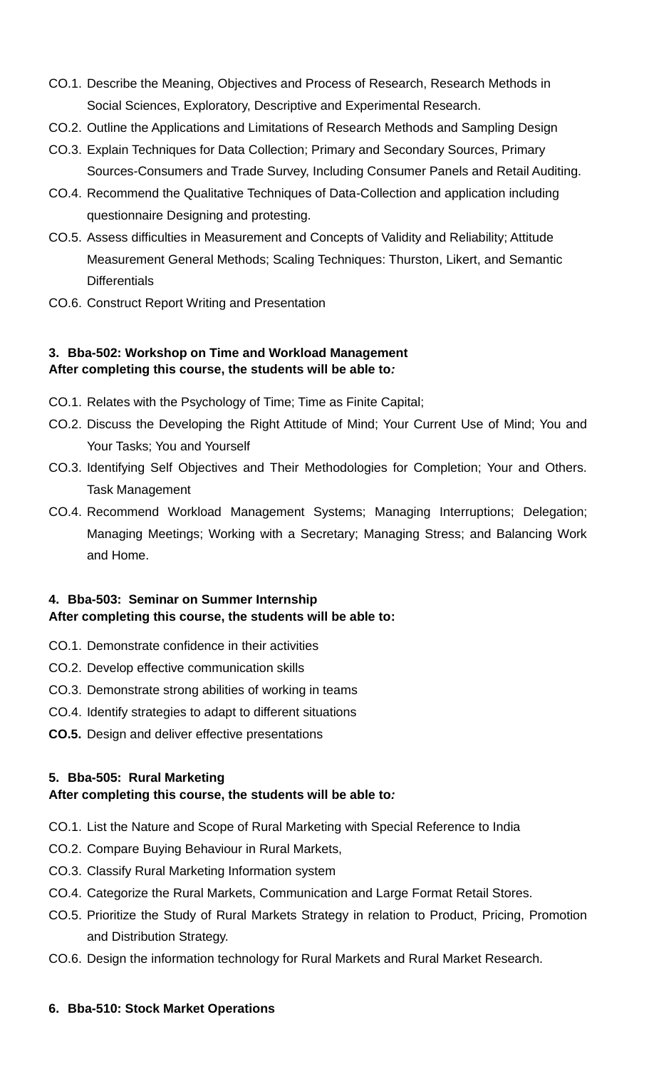- CO.1. Describe the Meaning, Objectives and Process of Research, Research Methods in Social Sciences, Exploratory, Descriptive and Experimental Research.
- CO.2. Outline the Applications and Limitations of Research Methods and Sampling Design
- CO.3. Explain Techniques for Data Collection; Primary and Secondary Sources, Primary Sources-Consumers and Trade Survey, Including Consumer Panels and Retail Auditing.
- CO.4. Recommend the Qualitative Techniques of Data-Collection and application including questionnaire Designing and protesting.
- CO.5. Assess difficulties in Measurement and Concepts of Validity and Reliability; Attitude Measurement General Methods; Scaling Techniques: Thurston, Likert, and Semantic Differentials
- CO.6. Construct Report Writing and Presentation

**3. Bba-502: Workshop on Time and Workload Management**
**After completing this course, the students will be able to*:***

- CO.1. Relates with the Psychology of Time; Time as Finite Capital;
- CO.2. Discuss the Developing the Right Attitude of Mind; Your Current Use of Mind; You and Your Tasks; You and Yourself
- CO.3. Identifying Self Objectives and Their Methodologies for Completion; Your and Others. Task Management
- CO.4. Recommend Workload Management Systems; Managing Interruptions; Delegation; Managing Meetings; Working with a Secretary; Managing Stress; and Balancing Work and Home.

**4. Bba-503: Seminar on Summer Internship**
**After completing this course, the students will be able to:**

- CO.1. Demonstrate confidence in their activities
- CO.2. Develop effective communication skills
- CO.3. Demonstrate strong abilities of working in teams
- CO.4. Identify strategies to adapt to different situations
- **CO.5.** Design and deliver effective presentations

**5. Bba-505: Rural Marketing**
**After completing this course, the students will be able to*:***

- CO.1. List the Nature and Scope of Rural Marketing with Special Reference to India
- CO.2. Compare Buying Behaviour in Rural Markets,
- CO.3. Classify Rural Marketing Information system
- CO.4. Categorize the Rural Markets, Communication and Large Format Retail Stores.
- CO.5. Prioritize the Study of Rural Markets Strategy in relation to Product, Pricing, Promotion and Distribution Strategy.
- CO.6. Design the information technology for Rural Markets and Rural Market Research.

**6. Bba-510: Stock Market Operations**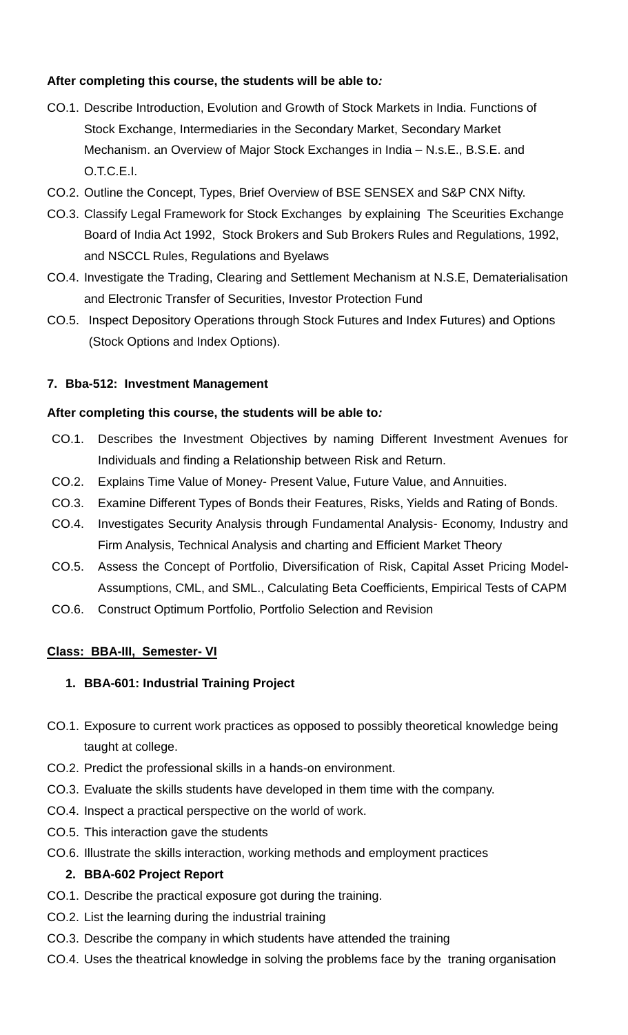**After completing this course, the students will be able to*:***

CO.1. Describe Introduction, Evolution and Growth of Stock Markets in India. Functions of Stock Exchange, Intermediaries in the Secondary Market, Secondary Market Mechanism. an Overview of Major Stock Exchanges in India – N.s.E., B.S.E. and O.T.C.E.I.

CO.2. Outline the Concept, Types, Brief Overview of BSE SENSEX and S&P CNX Nifty.

CO.3. Classify Legal Framework for Stock Exchanges by explaining The Sceurities Exchange Board of India Act 1992, Stock Brokers and Sub Brokers Rules and Regulations, 1992, and NSCCL Rules, Regulations and Byelaws

CO.4. Investigate the Trading, Clearing and Settlement Mechanism at N.S.E, Dematerialisation and Electronic Transfer of Securities, Investor Protection Fund

CO.5. Inspect Depository Operations through Stock Futures and Index Futures) and Options (Stock Options and Index Options).

**7. Bba-512: Investment Management**

**After completing this course, the students will be able to*:***

CO.1. Describes the Investment Objectives by naming Different Investment Avenues for Individuals and finding a Relationship between Risk and Return.

CO.2. Explains Time Value of Money- Present Value, Future Value, and Annuities.

CO.3. Examine Different Types of Bonds their Features, Risks, Yields and Rating of Bonds.

CO.4. Investigates Security Analysis through Fundamental Analysis- Economy, Industry and Firm Analysis, Technical Analysis and charting and Efficient Market Theory

CO.5. Assess the Concept of Portfolio, Diversification of Risk, Capital Asset Pricing Model- Assumptions, CML, and SML., Calculating Beta Coefficients, Empirical Tests of CAPM

CO.6. Construct Optimum Portfolio, Portfolio Selection and Revision

**Class: BBA-III, Semester- VI**

**1. BBA-601: Industrial Training Project**

CO.1. Exposure to current work practices as opposed to possibly theoretical knowledge being taught at college.

CO.2. Predict the professional skills in a hands-on environment.

CO.3. Evaluate the skills students have developed in them time with the company.

CO.4. Inspect a practical perspective on the world of work.

CO.5. This interaction gave the students

CO.6. Illustrate the skills interaction, working methods and employment practices

**2. BBA-602 Project Report**

CO.1. Describe the practical exposure got during the training.

CO.2. List the learning during the industrial training

CO.3. Describe the company in which students have attended the training

CO.4. Uses the theatrical knowledge in solving the problems face by the traning organisation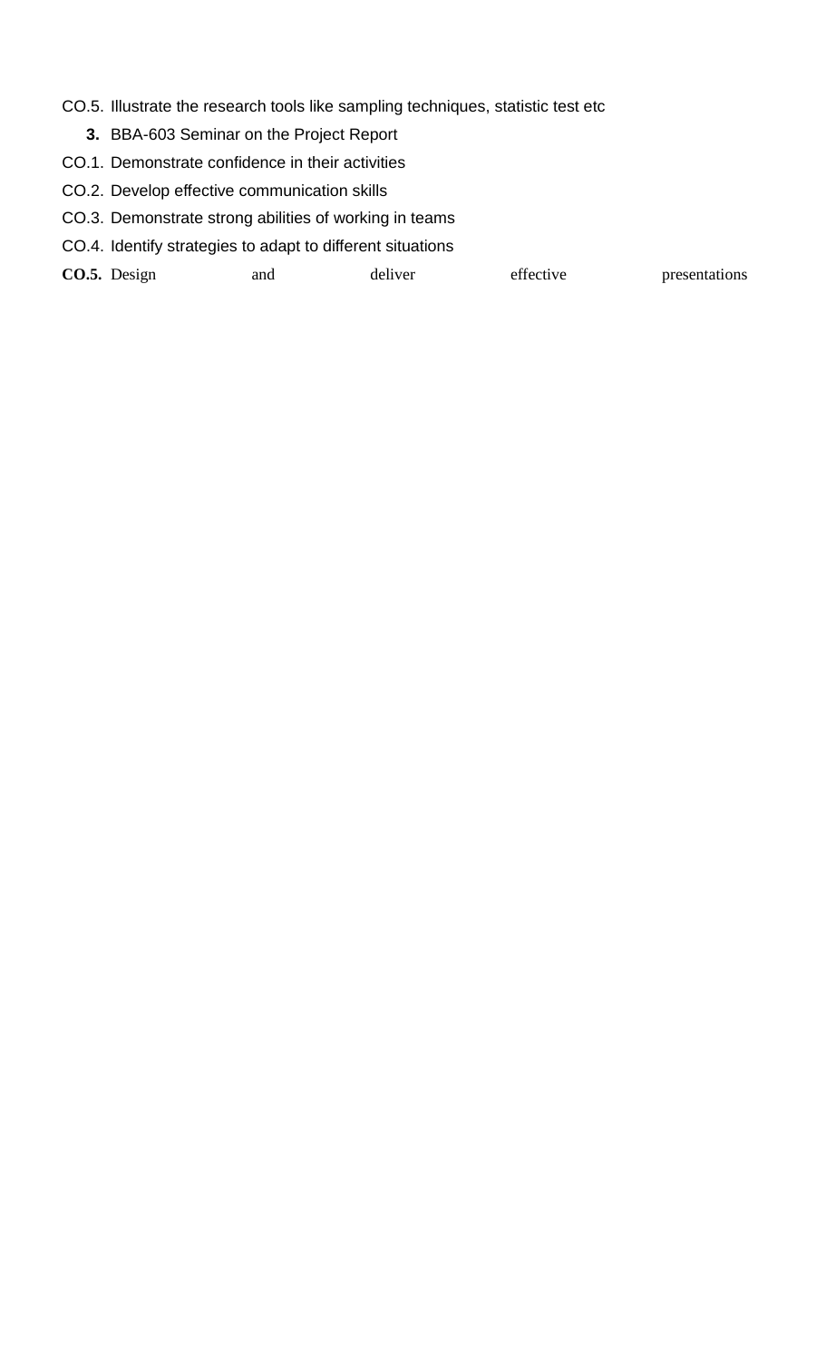CO.5. Illustrate the research tools like sampling techniques, statistic test etc

**3.** BBA-603 Seminar on the Project Report

CO.1. Demonstrate confidence in their activities

CO.2. Develop effective communication skills

CO.3. Demonstrate strong abilities of working in teams

CO.4. Identify strategies to adapt to different situations

**CO.5.** Design and deliver effective presentations